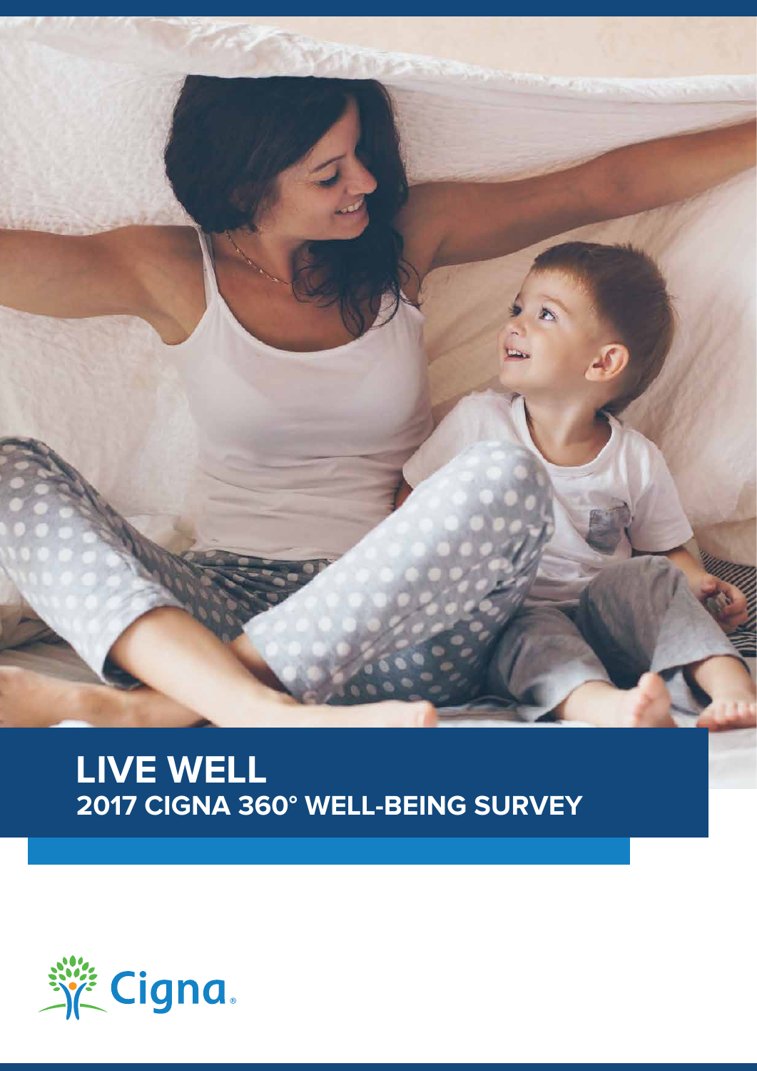# LIVE WELL

## 2017 CIGNA 360° WELL-BEING SURVEY

Cigna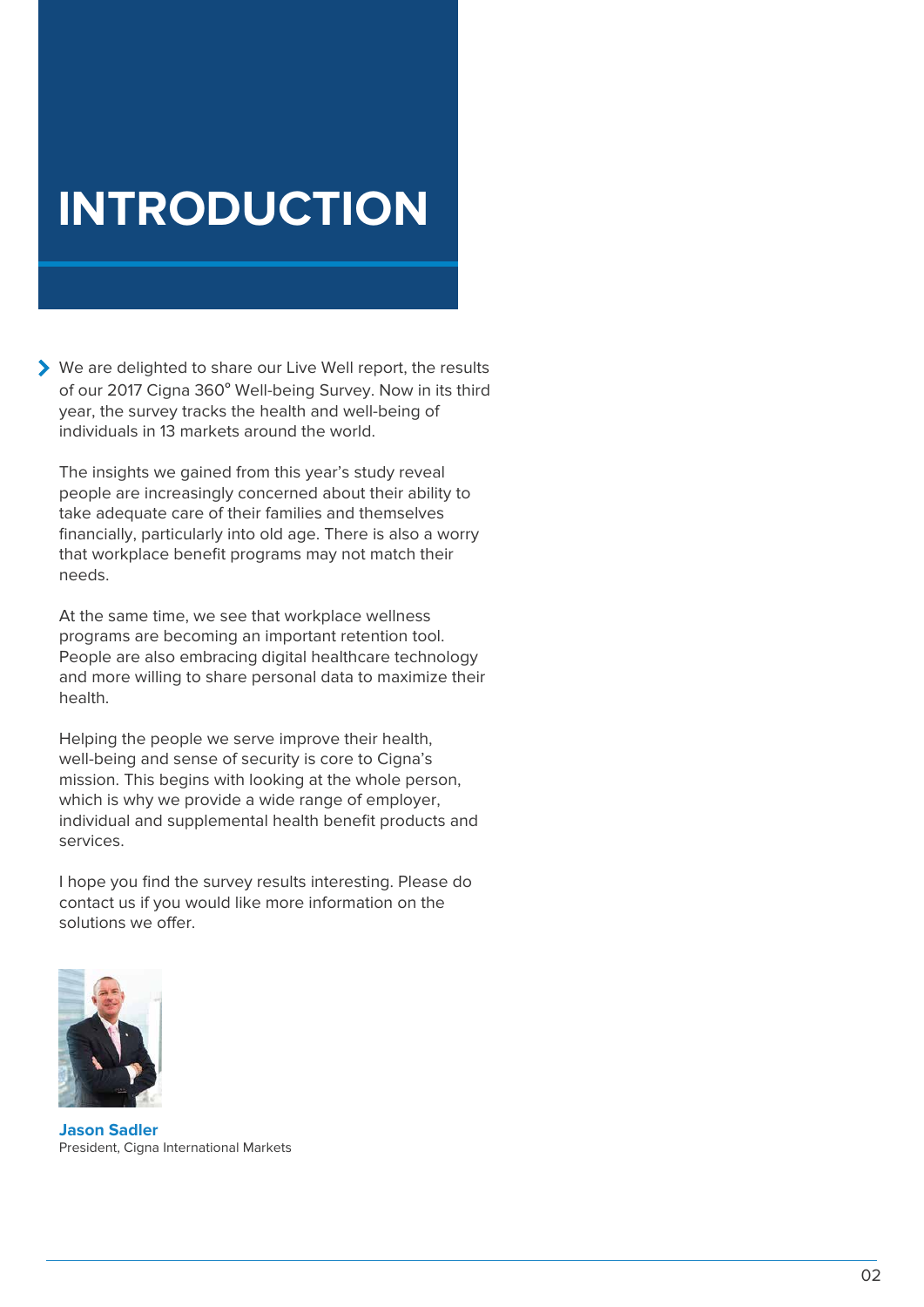# INTRODUCTION

We are delighted to share our Live Well report, the results of our 2017 Cigna 360° Well-being Survey. Now in its third year, the survey tracks the health and well-being of individuals in 13 markets around the world.

The insights we gained from this year's study reveal people are increasingly concerned about their ability to take adequate care of their families and themselves financially, particularly into old age. There is also a worry that workplace benefit programs may not match their needs.

At the same time, we see that workplace wellness programs are becoming an important retention tool. People are also embracing digital healthcare technology and more willing to share personal data to maximize their health.

Helping the people we serve improve their health, well-being and sense of security is core to Cigna's mission. This begins with looking at the whole person, which is why we provide a wide range of employer, individual and supplemental health benefit products and services.

I hope you find the survey results interesting. Please do contact us if you would like more information on the solutions we offer.

**Jason Sadler**
President, Cigna International Markets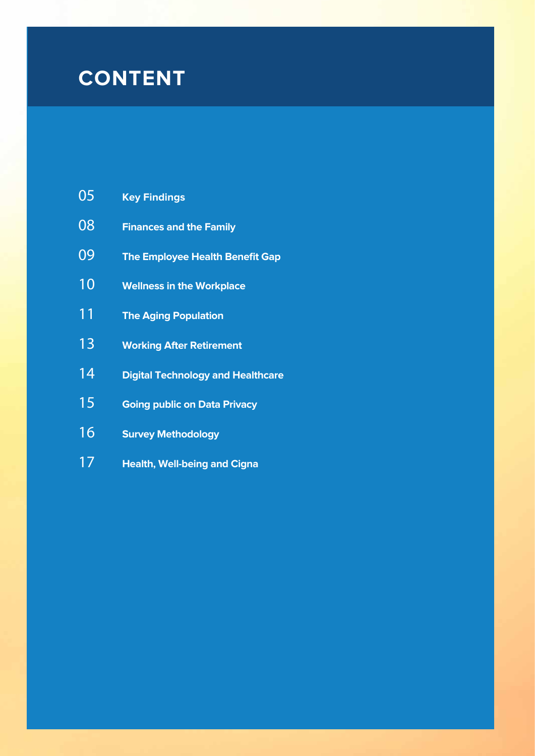# CONTENT

| | |
|---|---|
| 05 | **Key Findings** |
| 08 | **Finances and the Family** |
| 09 | **The Employee Health Benefit Gap** |
| 10 | **Wellness in the Workplace** |
| 11 | **The Aging Population** |
| 13 | **Working After Retirement** |
| 14 | **Digital Technology and Healthcare** |
| 15 | **Going public on Data Privacy** |
| 16 | **Survey Methodology** |
| 17 | **Health, Well-being and Cigna** |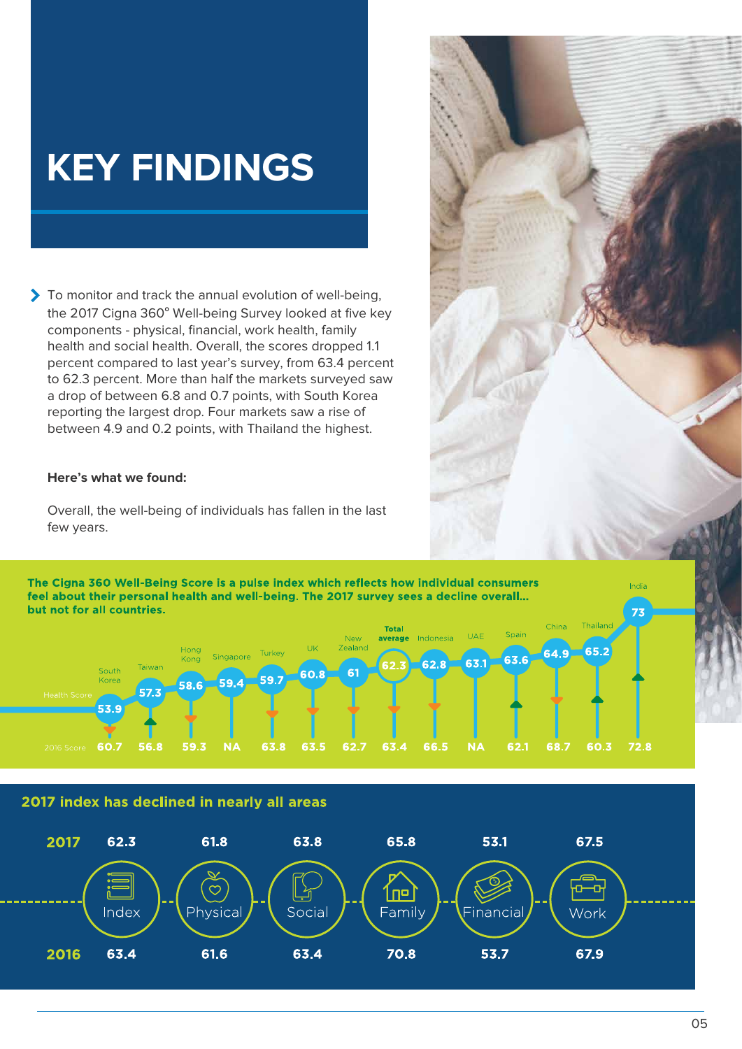# KEY FINDINGS

- To monitor and track the annual evolution of well-being, the 2017 Cigna 360° Well-being Survey looked at five key components - physical, financial, work health, family health and social health. Overall, the scores dropped 1.1 percent compared to last year's survey, from 63.4 percent to 62.3 percent. More than half the markets surveyed saw a drop of between 6.8 and 0.7 points, with South Korea reporting the largest drop. Four markets saw a rise of between 4.9 and 0.2 points, with Thailand the highest.

**Here's what we found:**

Overall, the well-being of individuals has fallen in the last few years.

**The Cigna 360 Well-Being Score is a pulse index which reflects how individual consumers feel about their personal health and well-being. The 2017 survey sees a decline overall... but not for all countries.**

| | South Korea | Taiwan | Hong Kong | Singapore | Turkey | UK | New Zealand | Total average | Indonesia | UAE | Spain | China | Thailand | India |
|---|---|---|---|---|---|---|---|---|---|---|---|---|---|---|
| Health Score | 53.9 | 57.3 | 58.6 | 59.4 | 59.7 | 60.8 | 61 | 62.3 | 62.8 | 63.1 | 63.6 | 64.9 | 65.2 | 73 |
| 2016 Score | 60.7 | 56.8 | 59.3 | NA | 63.8 | 63.5 | 62.7 | 63.4 | 66.5 | NA | 62.1 | 68.7 | 60.3 | 72.8 |

**2017 index has declined in nearly all areas**

| | Index | Physical | Social | Family | Financial | Work |
|---|---|---|---|---|---|---|
| 2017 | 62.3 | 61.8 | 63.8 | 65.8 | 53.1 | 67.5 |
| 2016 | 63.4 | 61.6 | 63.4 | 70.8 | 53.7 | 67.9 |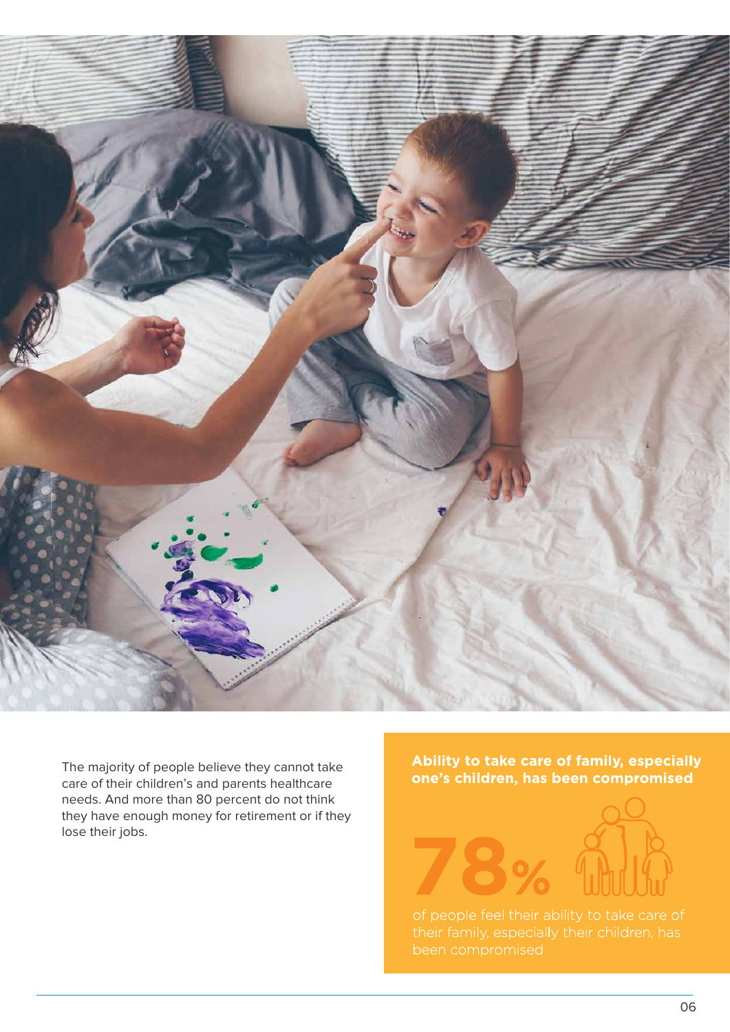The majority of people believe they cannot take care of their children's and parents healthcare needs. And more than 80 percent do not think they have enough money for retirement or if they lose their jobs.

**Ability to take care of family, especially one's children, has been compromised**

**78%**

of people feel their ability to take care of their family, especially their children, has been compromised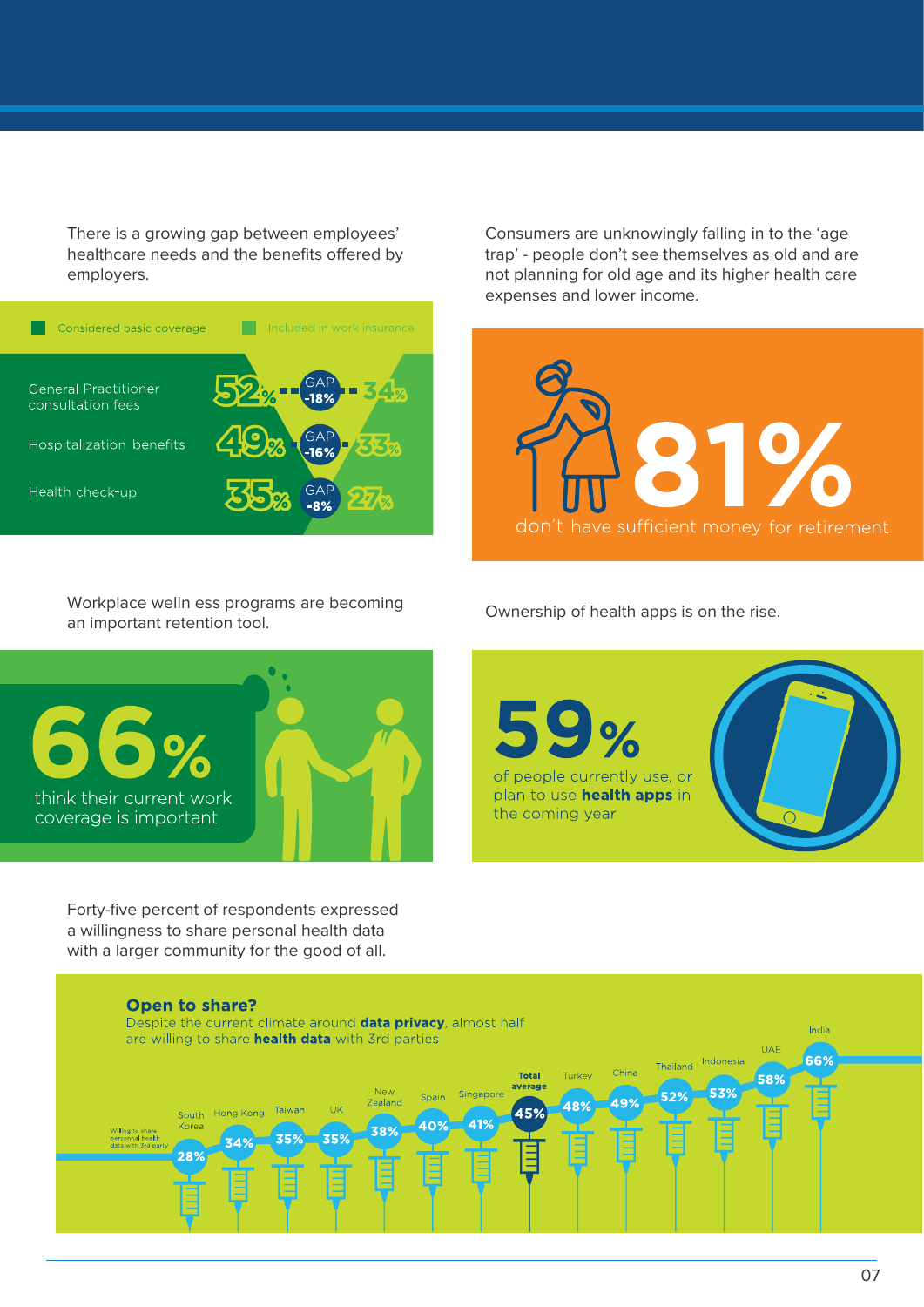There is a growing gap between employees' healthcare needs and the benefits offered by employers.

| | Considered basic coverage | GAP | Included in work insurance |
|---|---|---|---|
| General Practitioner consultation fees | 52% | -18% | 34% |
| Hospitalization benefits | 49% | -16% | 33% |
| Health check-up | 35% | -8% | 27% |

Consumers are unknowingly falling in to the 'age trap' - people don't see themselves as old and are not planning for old age and its higher health care expenses and lower income.

**81%** don't have sufficient money for retirement

Workplace welln ess programs are becoming an important retention tool.

**66%** think their current work coverage is important

Ownership of health apps is on the rise.

**59%** of people currently use, or plan to use **health apps** in the coming year

Forty-five percent of respondents expressed a willingness to share personal health data with a larger community for the good of all.

**Open to share?**

Despite the current climate around **data privacy**, almost half are willing to share **health data** with 3rd parties

Willing to share personal health data with 3rd party

| Country | % |
|---|---|
| South Korea | 28% |
| Hong Kong | 34% |
| Taiwan | 35% |
| UK | 35% |
| New Zealand | 38% |
| Spain | 40% |
| Singapore | 41% |
| **Total average** | **45%** |
| Turkey | 48% |
| China | 49% |
| Thailand | 52% |
| Indonesia | 53% |
| UAE | 58% |
| India | 66% |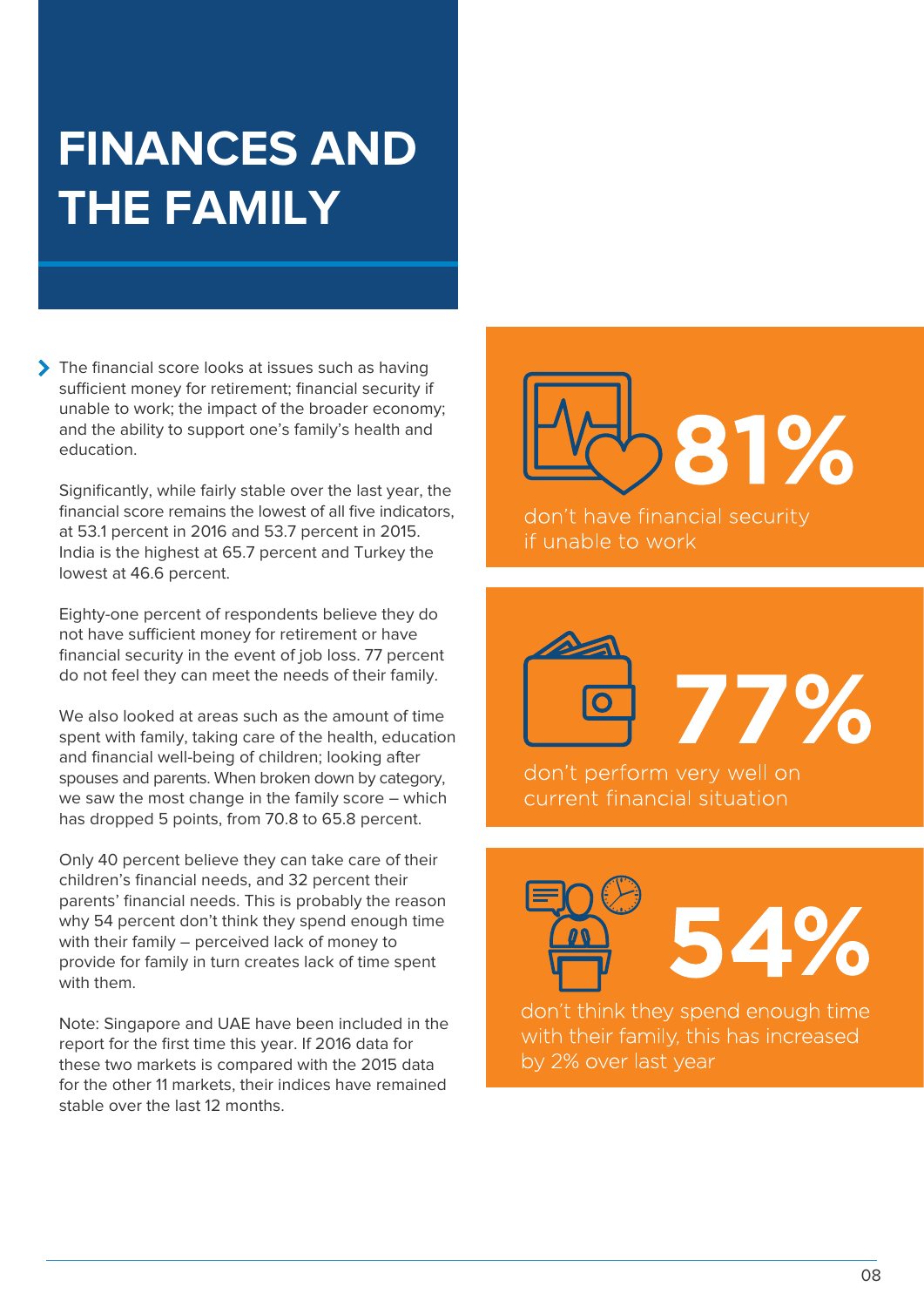# FINANCES AND THE FAMILY

- The financial score looks at issues such as having sufficient money for retirement; financial security if unable to work; the impact of the broader economy; and the ability to support one's family's health and education.

  Significantly, while fairly stable over the last year, the financial score remains the lowest of all five indicators, at 53.1 percent in 2016 and 53.7 percent in 2015. India is the highest at 65.7 percent and Turkey the lowest at 46.6 percent.

  Eighty-one percent of respondents believe they do not have sufficient money for retirement or have financial security in the event of job loss. 77 percent do not feel they can meet the needs of their family.

  We also looked at areas such as the amount of time spent with family, taking care of the health, education and financial well-being of children; looking after spouses and parents. When broken down by category, we saw the most change in the family score – which has dropped 5 points, from 70.8 to 65.8 percent.

  Only 40 percent believe they can take care of their children's financial needs, and 32 percent their parents' financial needs. This is probably the reason why 54 percent don't think they spend enough time with their family – perceived lack of money to provide for family in turn creates lack of time spent with them.

  Note: Singapore and UAE have been included in the report for the first time this year. If 2016 data for these two markets is compared with the 2015 data for the other 11 markets, their indices have remained stable over the last 12 months.

**81%**
don't have financial security if unable to work

**77%**
don't perform very well on current financial situation

**54%**
don't think they spend enough time with their family, this has increased by 2% over last year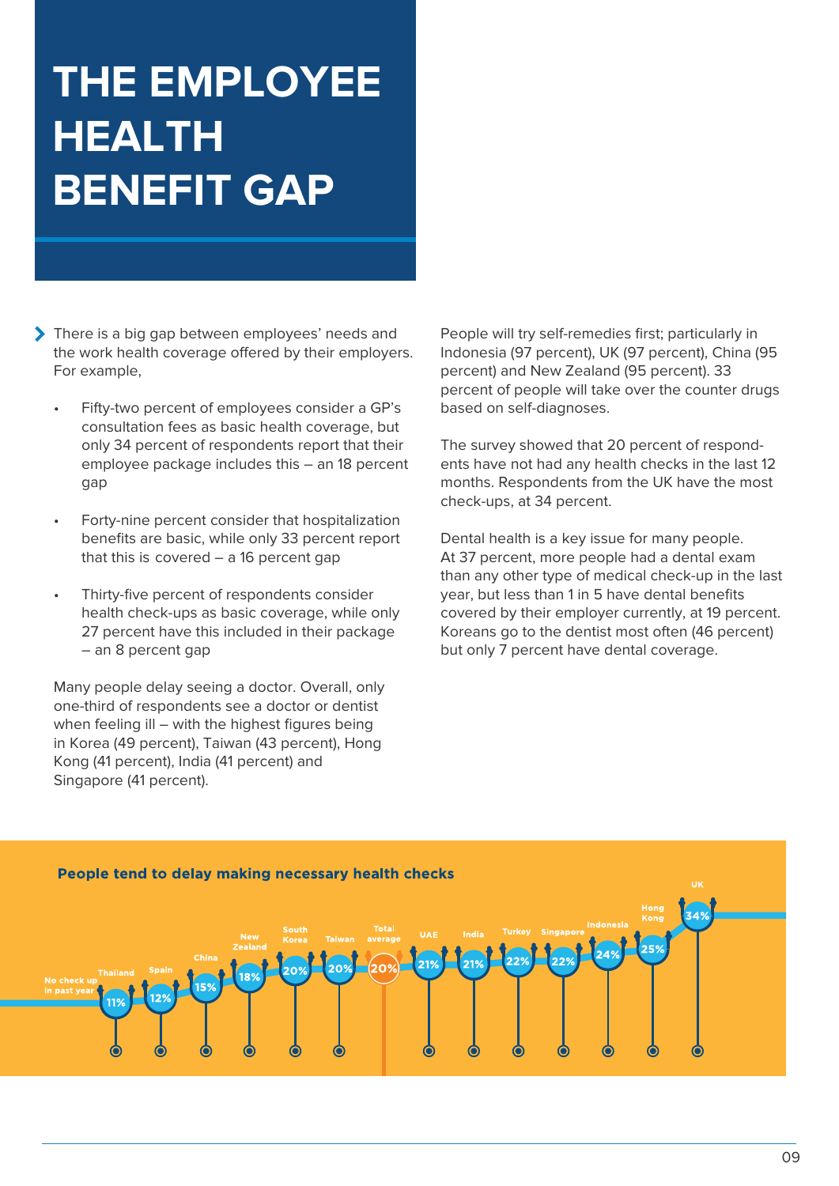# THE EMPLOYEE HEALTH BENEFIT GAP

There is a big gap between employees' needs and the work health coverage offered by their employers. For example,

- Fifty-two percent of employees consider a GP's consultation fees as basic health coverage, but only 34 percent of respondents report that their employee package includes this – an 18 percent gap
- Forty-nine percent consider that hospitalization benefits are basic, while only 33 percent report that this is covered – a 16 percent gap
- Thirty-five percent of respondents consider health check-ups as basic coverage, while only 27 percent have this included in their package – an 8 percent gap

Many people delay seeing a doctor. Overall, only one-third of respondents see a doctor or dentist when feeling ill – with the highest figures being in Korea (49 percent), Taiwan (43 percent), Hong Kong (41 percent), India (41 percent) and Singapore (41 percent).

People will try self-remedies first; particularly in Indonesia (97 percent), UK (97 percent), China (95 percent) and New Zealand (95 percent). 33 percent of people will take over the counter drugs based on self-diagnoses.

The survey showed that 20 percent of respondents have not had any health checks in the last 12 months. Respondents from the UK have the most check-ups, at 34 percent.

Dental health is a key issue for many people. At 37 percent, more people had a dental exam than any other type of medical check-up in the last year, but less than 1 in 5 have dental benefits covered by their employer currently, at 19 percent. Koreans go to the dentist most often (46 percent) but only 7 percent have dental coverage.

**People tend to delay making necessary health checks**

No check up in past year

| Country | % |
|---|---|
| Thailand | 11% |
| Spain | 12% |
| China | 15% |
| New Zealand | 18% |
| South Korea | 20% |
| Taiwan | 20% |
| Total average | 20% |
| UAE | 21% |
| India | 21% |
| Turkey | 22% |
| Singapore | 22% |
| Indonesia | 24% |
| Hong Kong | 25% |
| UK | 34% |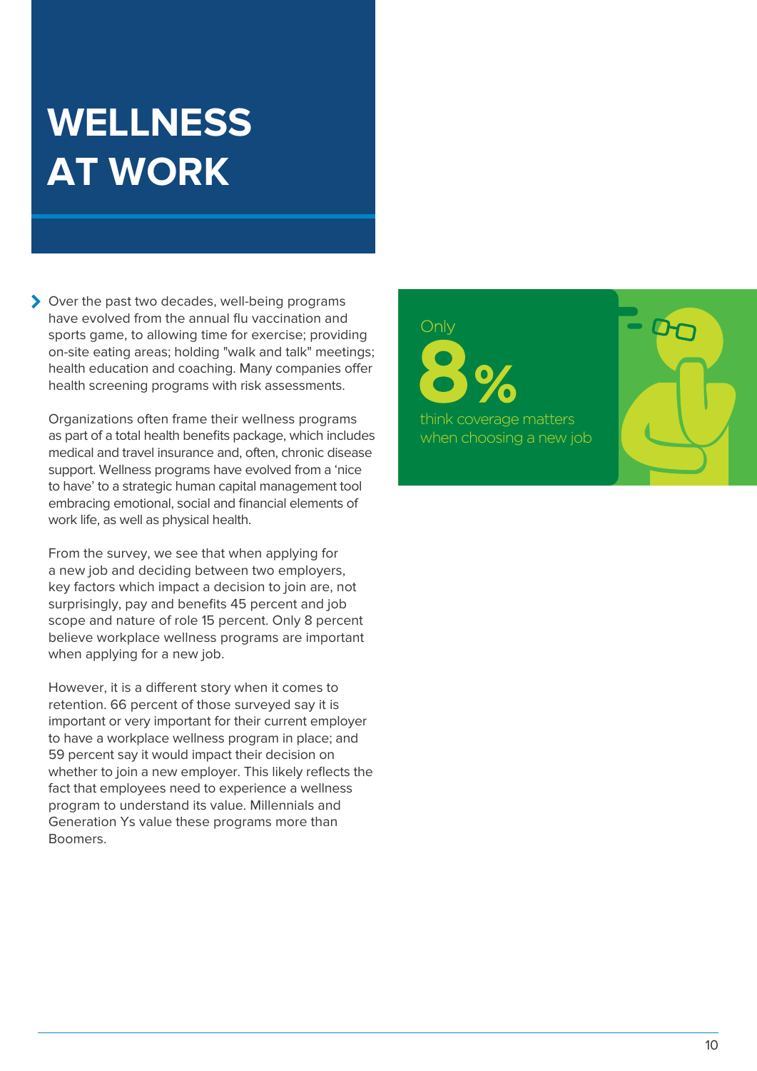# WELLNESS AT WORK

Over the past two decades, well-being programs have evolved from the annual flu vaccination and sports game, to allowing time for exercise; providing on-site eating areas; holding "walk and talk" meetings; health education and coaching. Many companies offer health screening programs with risk assessments.

Organizations often frame their wellness programs as part of a total health benefits package, which includes medical and travel insurance and, often, chronic disease support. Wellness programs have evolved from a 'nice to have' to a strategic human capital management tool embracing emotional, social and financial elements of work life, as well as physical health.

From the survey, we see that when applying for a new job and deciding between two employers, key factors which impact a decision to join are, not surprisingly, pay and benefits 45 percent and job scope and nature of role 15 percent. Only 8 percent believe workplace wellness programs are important when applying for a new job.

However, it is a different story when it comes to retention. 66 percent of those surveyed say it is important or very important for their current employer to have a workplace wellness program in place; and 59 percent say it would impact their decision on whether to join a new employer. This likely reflects the fact that employees need to experience a wellness program to understand its value. Millennials and Generation Ys value these programs more than Boomers.

Only

**8%**

think coverage matters when choosing a new job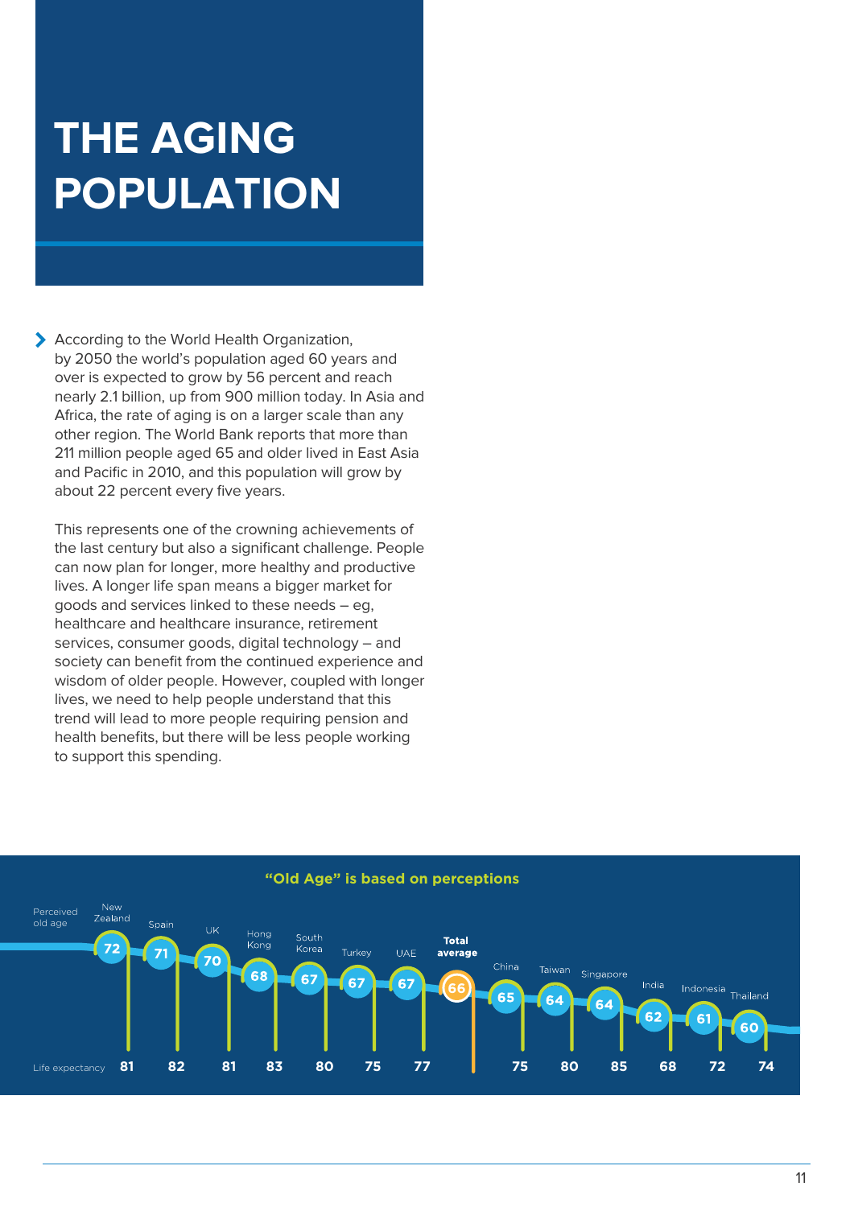# THE AGING POPULATION

- According to the World Health Organization, by 2050 the world's population aged 60 years and over is expected to grow by 56 percent and reach nearly 2.1 billion, up from 900 million today. In Asia and Africa, the rate of aging is on a larger scale than any other region. The World Bank reports that more than 211 million people aged 65 and older lived in East Asia and Pacific in 2010, and this population will grow by about 22 percent every five years.

  This represents one of the crowning achievements of the last century but also a significant challenge. People can now plan for longer, more healthy and productive lives. A longer life span means a bigger market for goods and services linked to these needs – eg, healthcare and healthcare insurance, retirement services, consumer goods, digital technology – and society can benefit from the continued experience and wisdom of older people. However, coupled with longer lives, we need to help people understand that this trend will lead to more people requiring pension and health benefits, but there will be less people working to support this spending.

**"Old Age" is based on perceptions**

| | New Zealand | Spain | UK | Hong Kong | South Korea | Turkey | UAE | Total average | China | Taiwan | Singapore | India | Indonesia | Thailand |
|---|---|---|---|---|---|---|---|---|---|---|---|---|---|---|
| Perceived old age | 72 | 71 | 70 | 68 | 67 | 67 | 67 | 66 | 65 | 64 | 64 | 62 | 61 | 60 |
| Life expectancy | 81 | 82 | 81 | 83 | 80 | 75 | 77 | | 75 | 80 | 85 | 68 | 72 | 74 |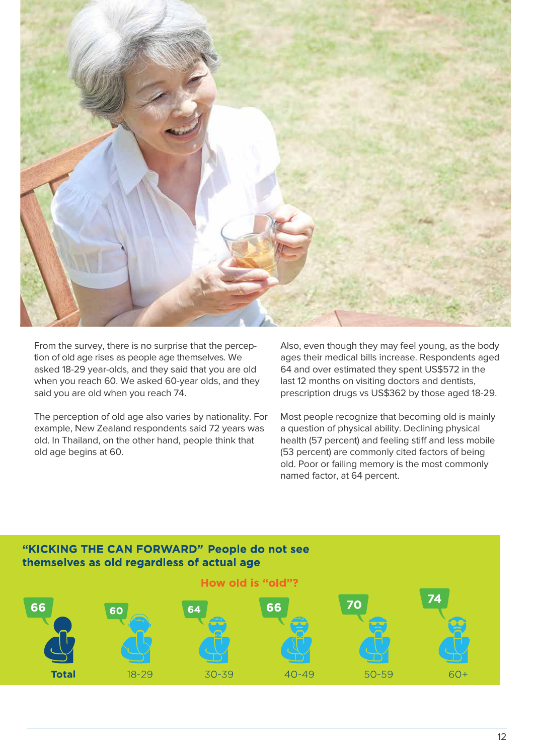From the survey, there is no surprise that the perception of old age rises as people age themselves. We asked 18-29 year-olds, and they said that you are old when you reach 60. We asked 60-year olds, and they said you are old when you reach 74.

The perception of old age also varies by nationality. For example, New Zealand respondents said 72 years was old. In Thailand, on the other hand, people think that old age begins at 60.

Also, even though they may feel young, as the body ages their medical bills increase. Respondents aged 64 and over estimated they spent US$572 in the last 12 months on visiting doctors and dentists, prescription drugs vs US$362 by those aged 18-29.

Most people recognize that becoming old is mainly a question of physical ability. Declining physical health (57 percent) and feeling stiff and less mobile (53 percent) are commonly cited factors of being old. Poor or failing memory is the most commonly named factor, at 64 percent.

## "KICKING THE CAN FORWARD" People do not see themselves as old regardless of actual age

### How old is "old"?

| Total | 18-29 | 30-39 | 40-49 | 50-59 | 60+ |
|---|---|---|---|---|---|
| 66 | 60 | 64 | 66 | 70 | 74 |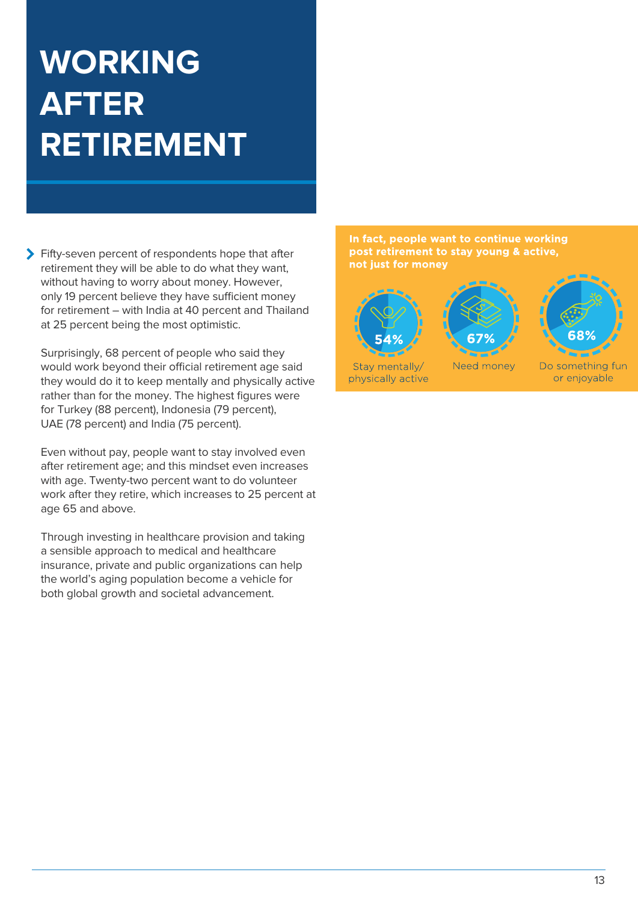# WORKING AFTER RETIREMENT

- Fifty-seven percent of respondents hope that after retirement they will be able to do what they want, without having to worry about money. However, only 19 percent believe they have sufficient money for retirement – with India at 40 percent and Thailand at 25 percent being the most optimistic.

  Surprisingly, 68 percent of people who said they would work beyond their official retirement age said they would do it to keep mentally and physically active rather than for the money. The highest figures were for Turkey (88 percent), Indonesia (79 percent), UAE (78 percent) and India (75 percent).

  Even without pay, people want to stay involved even after retirement age; and this mindset even increases with age. Twenty-two percent want to do volunteer work after they retire, which increases to 25 percent at age 65 and above.

  Through investing in healthcare provision and taking a sensible approach to medical and healthcare insurance, private and public organizations can help the world's aging population become a vehicle for both global growth and societal advancement.

**In fact, people want to continue working post retirement to stay young & active, not just for money**

- 54% Stay mentally/ physically active
- 67% Need money
- 68% Do something fun or enjoyable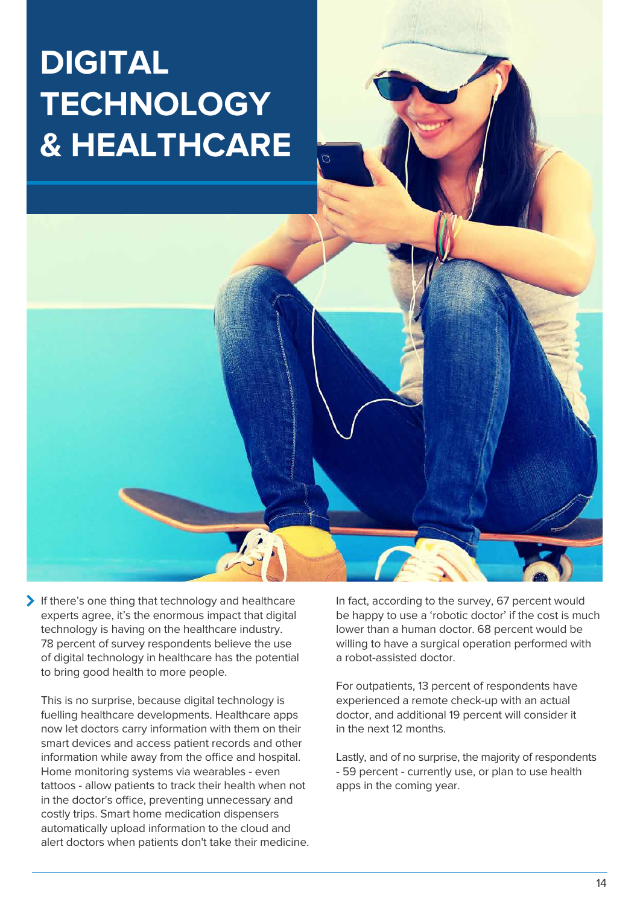# DIGITAL TECHNOLOGY & HEALTHCARE

If there's one thing that technology and healthcare experts agree, it's the enormous impact that digital technology is having on the healthcare industry. 78 percent of survey respondents believe the use of digital technology in healthcare has the potential to bring good health to more people.

This is no surprise, because digital technology is fuelling healthcare developments. Healthcare apps now let doctors carry information with them on their smart devices and access patient records and other information while away from the office and hospital. Home monitoring systems via wearables - even tattoos - allow patients to track their health when not in the doctor's office, preventing unnecessary and costly trips. Smart home medication dispensers automatically upload information to the cloud and alert doctors when patients don't take their medicine.

In fact, according to the survey, 67 percent would be happy to use a 'robotic doctor' if the cost is much lower than a human doctor. 68 percent would be willing to have a surgical operation performed with a robot-assisted doctor.

For outpatients, 13 percent of respondents have experienced a remote check-up with an actual doctor, and additional 19 percent will consider it in the next 12 months.

Lastly, and of no surprise, the majority of respondents - 59 percent - currently use, or plan to use health apps in the coming year.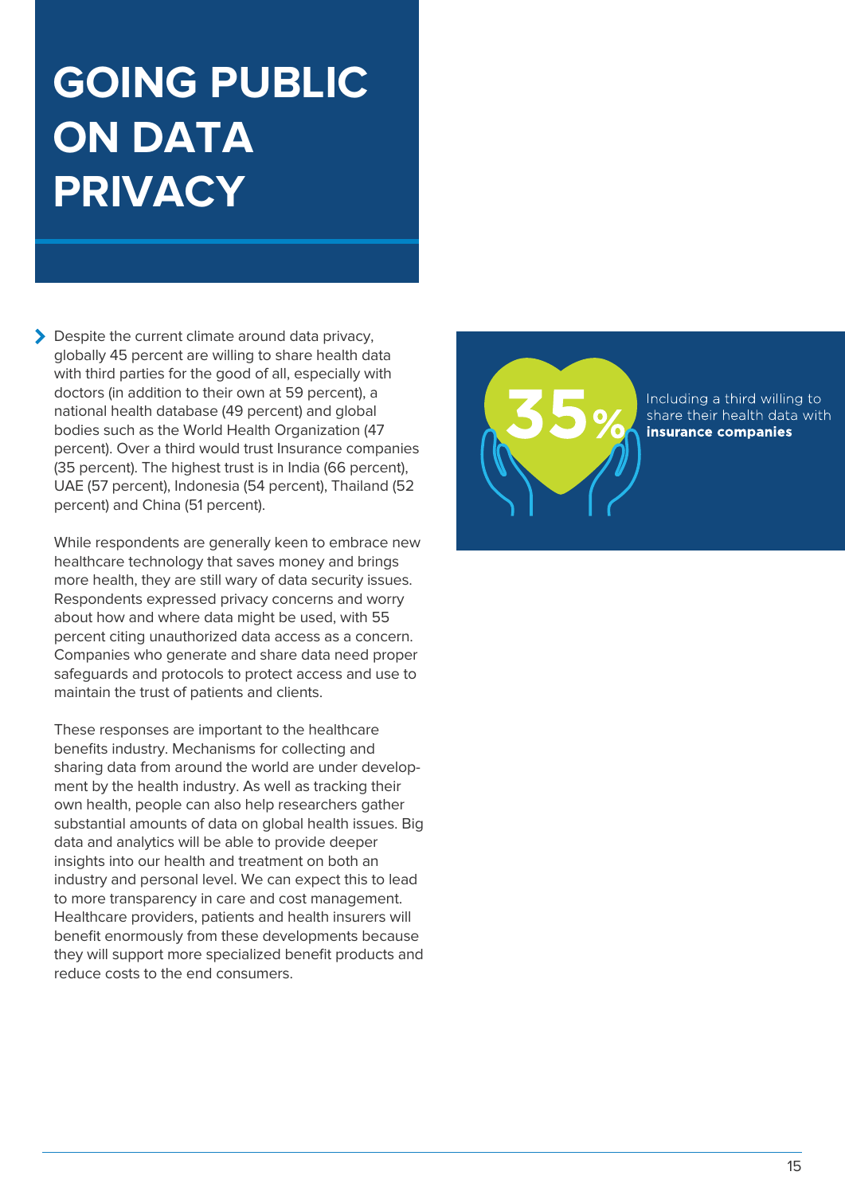# GOING PUBLIC ON DATA PRIVACY

Despite the current climate around data privacy, globally 45 percent are willing to share health data with third parties for the good of all, especially with doctors (in addition to their own at 59 percent), a national health database (49 percent) and global bodies such as the World Health Organization (47 percent). Over a third would trust Insurance companies (35 percent). The highest trust is in India (66 percent), UAE (57 percent), Indonesia (54 percent), Thailand (52 percent) and China (51 percent).

While respondents are generally keen to embrace new healthcare technology that saves money and brings more health, they are still wary of data security issues. Respondents expressed privacy concerns and worry about how and where data might be used, with 55 percent citing unauthorized data access as a concern. Companies who generate and share data need proper safeguards and protocols to protect access and use to maintain the trust of patients and clients.

These responses are important to the healthcare benefits industry. Mechanisms for collecting and sharing data from around the world are under development by the health industry. As well as tracking their own health, people can also help researchers gather substantial amounts of data on global health issues. Big data and analytics will be able to provide deeper insights into our health and treatment on both an industry and personal level. We can expect this to lead to more transparency in care and cost management. Healthcare providers, patients and health insurers will benefit enormously from these developments because they will support more specialized benefit products and reduce costs to the end consumers.

**35%**

Including a third willing to share their health data with **insurance companies**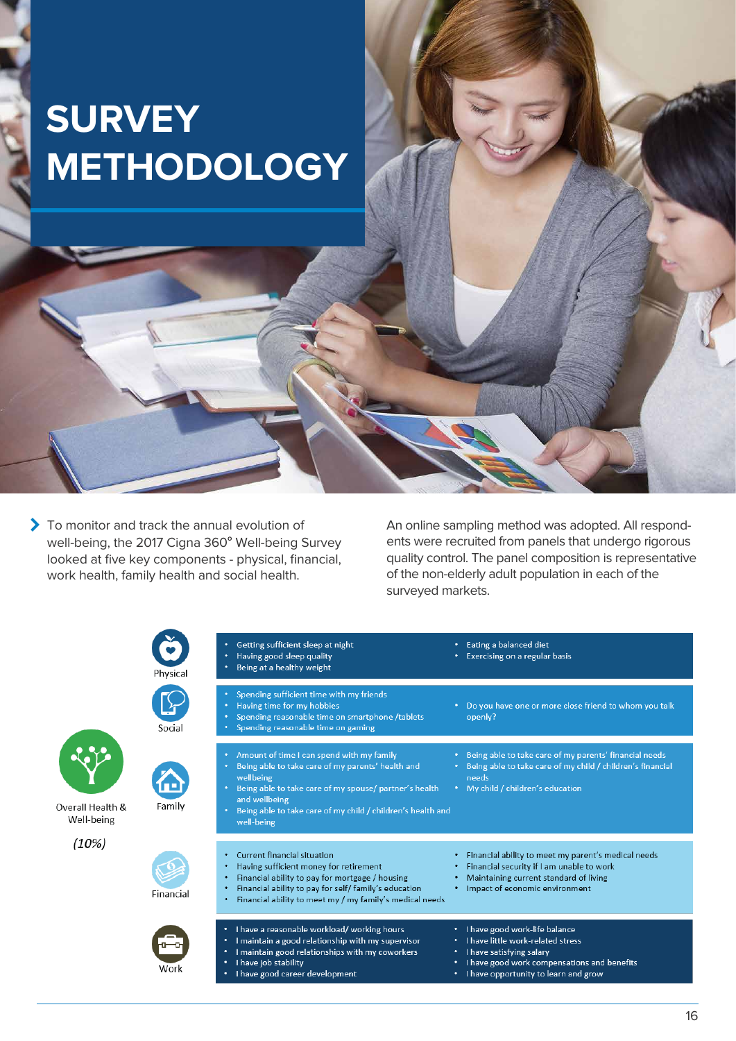# SURVEY METHODOLOGY

To monitor and track the annual evolution of well-being, the 2017 Cigna 360° Well-being Survey looked at five key components - physical, financial, work health, family health and social health.

An online sampling method was adopted. All respondents were recruited from panels that undergo rigorous quality control. The panel composition is representative of the non-elderly adult population in each of the surveyed markets.

**Overall Health & Well-being**

*(10%)*

| Component | Items | |
|---|---|---|
| Physical | • Getting sufficient sleep at night<br>• Having good sleep quality<br>• Being at a healthy weight | • Eating a balanced diet<br>• Exercising on a regular basis |
| Social | • Spending sufficient time with my friends<br>• Having time for my hobbies<br>• Spending reasonable time on smartphone /tablets<br>• Spending reasonable time on gaming | • Do you have one or more close friend to whom you talk openly? |
| Family | • Amount of time I can spend with my family<br>• Being able to take care of my parents' health and wellbeing<br>• Being able to take care of my spouse/ partner's health and wellbeing<br>• Being able to take care of my child / children's health and well-being | • Being able to take care of my parents' financial needs<br>• Being able to take care of my child / children's financial needs<br>• My child / children's education |
| Financial | • Current financial situation<br>• Having sufficient money for retirement<br>• Financial ability to pay for mortgage / housing<br>• Financial ability to pay for self/ family's education<br>• Financial ability to meet my / my family's medical needs | • Financial ability to meet my parent's medical needs<br>• Financial security if I am unable to work<br>• Maintaining current standard of living<br>• Impact of economic environment |
| Work | • I have a reasonable workload/ working hours<br>• I maintain a good relationship with my supervisor<br>• I maintain good relationships with my coworkers<br>• I have job stability<br>• I have good career development | • I have good work-life balance<br>• I have little work-related stress<br>• I have satisfying salary<br>• I have good work compensations and benefits<br>• I have opportunity to learn and grow |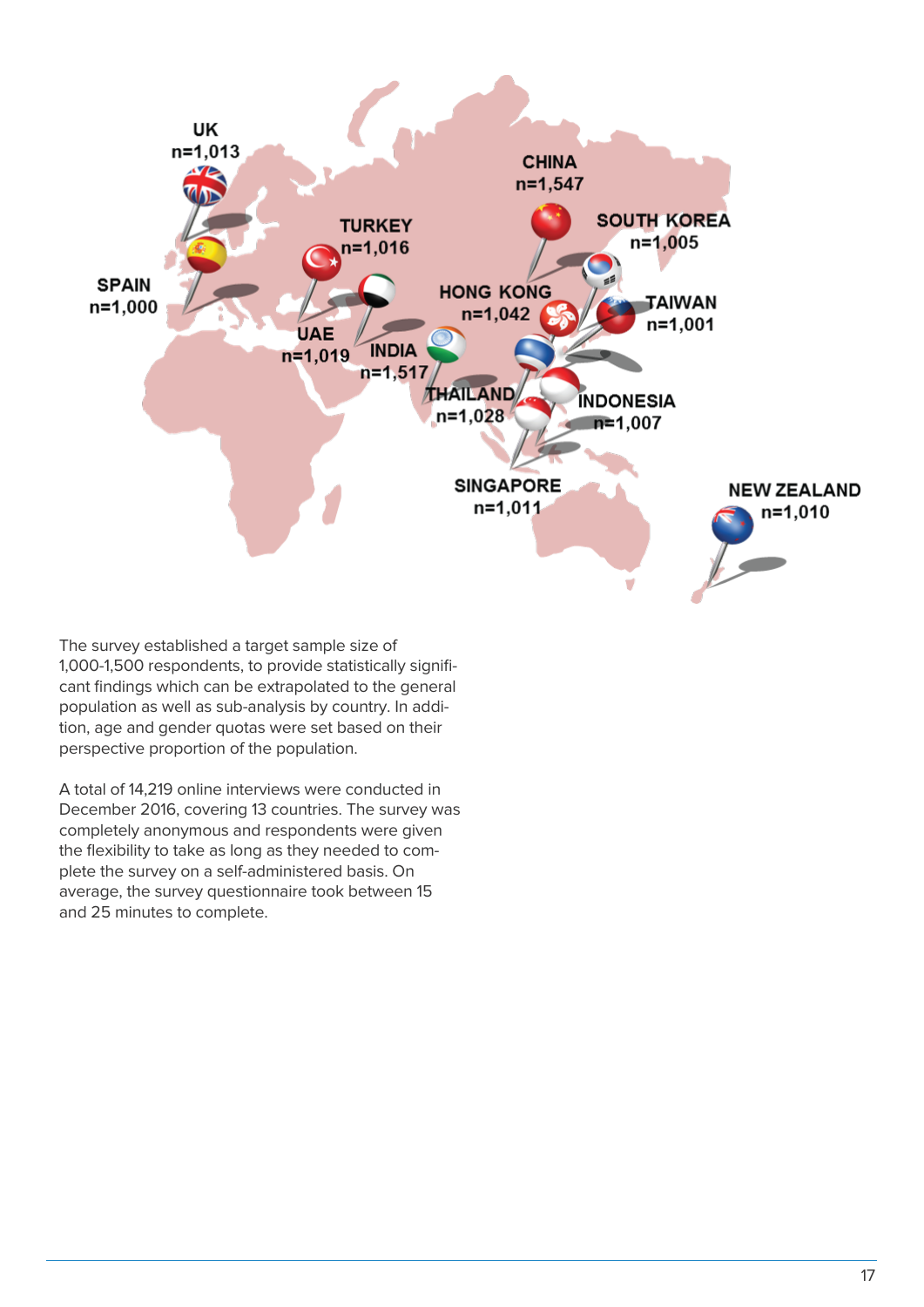UK
n=1,013

SPAIN
n=1,000

TURKEY
n=1,016

UAE
n=1,019

INDIA
n=1,517

CHINA
n=1,547

SOUTH KOREA
n=1,005

HONG KONG
n=1,042

TAIWAN
n=1,001

THAILAND
n=1,028

INDONESIA
n=1,007

SINGAPORE
n=1,011

NEW ZEALAND
n=1,010

The survey established a target sample size of 1,000-1,500 respondents, to provide statistically significant findings which can be extrapolated to the general population as well as sub-analysis by country. In addition, age and gender quotas were set based on their perspective proportion of the population.

A total of 14,219 online interviews were conducted in December 2016, covering 13 countries. The survey was completely anonymous and respondents were given the flexibility to take as long as they needed to complete the survey on a self-administered basis. On average, the survey questionnaire took between 15 and 25 minutes to complete.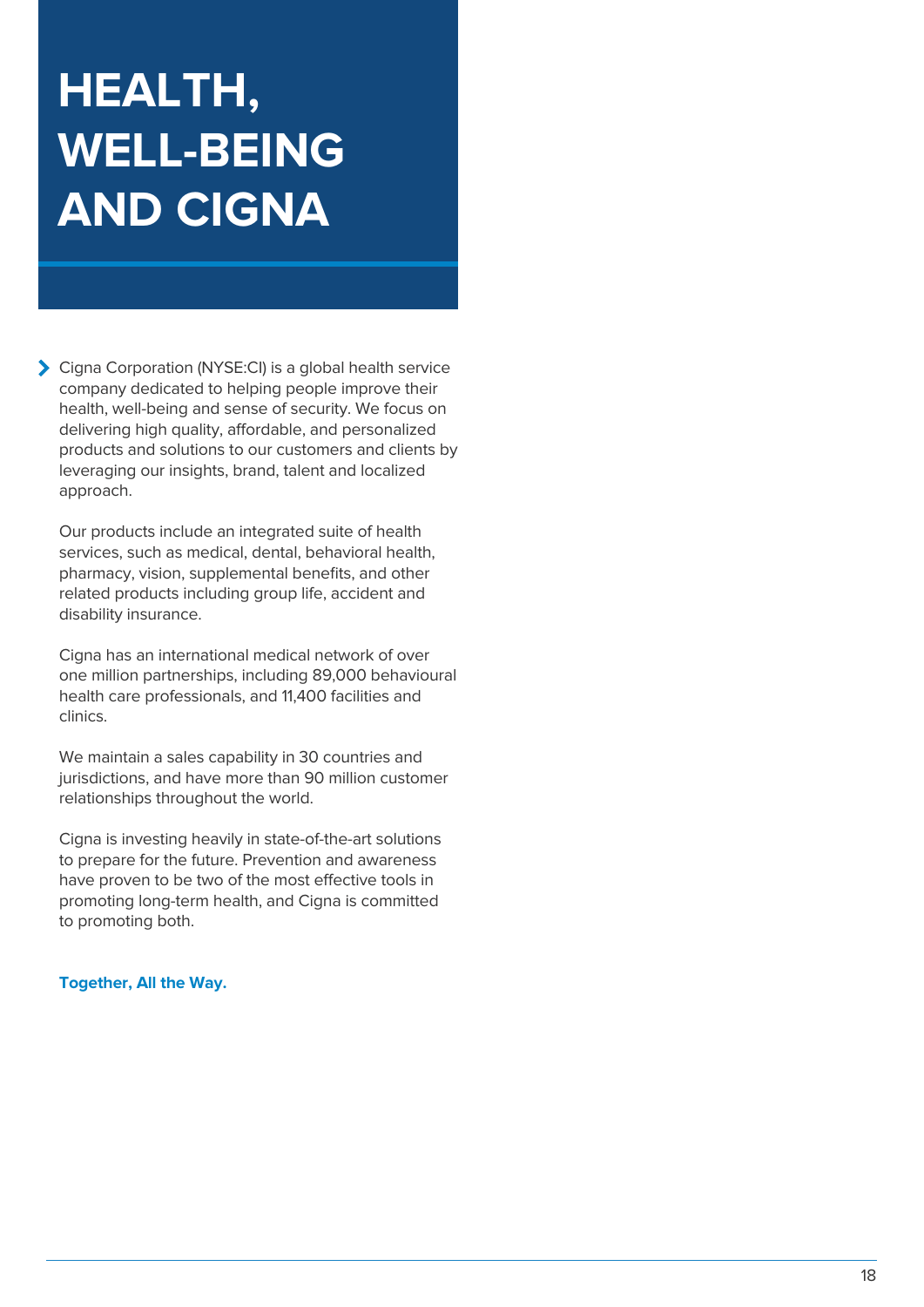# HEALTH, WELL-BEING AND CIGNA

Cigna Corporation (NYSE:CI) is a global health service company dedicated to helping people improve their health, well-being and sense of security. We focus on delivering high quality, affordable, and personalized products and solutions to our customers and clients by leveraging our insights, brand, talent and localized approach.

Our products include an integrated suite of health services, such as medical, dental, behavioral health, pharmacy, vision, supplemental benefits, and other related products including group life, accident and disability insurance.

Cigna has an international medical network of over one million partnerships, including 89,000 behavioural health care professionals, and 11,400 facilities and clinics.

We maintain a sales capability in 30 countries and jurisdictions, and have more than 90 million customer relationships throughout the world.

Cigna is investing heavily in state-of-the-art solutions to prepare for the future. Prevention and awareness have proven to be two of the most effective tools in promoting long-term health, and Cigna is committed to promoting both.

**Together, All the Way.**